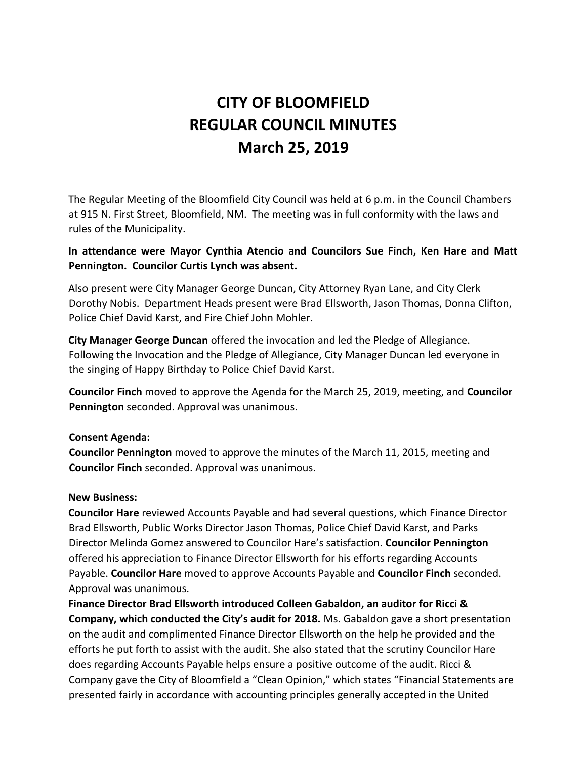# CITY OF BLOOMFIELD
# REGULAR COUNCIL MINUTES
# March 25, 2019

The Regular Meeting of the Bloomfield City Council was held at 6 p.m. in the Council Chambers at 915 N. First Street, Bloomfield, NM. The meeting was in full conformity with the laws and rules of the Municipality.

**In attendance were Mayor Cynthia Atencio and Councilors Sue Finch, Ken Hare and Matt Pennington. Councilor Curtis Lynch was absent.**

Also present were City Manager George Duncan, City Attorney Ryan Lane, and City Clerk Dorothy Nobis. Department Heads present were Brad Ellsworth, Jason Thomas, Donna Clifton, Police Chief David Karst, and Fire Chief John Mohler.

**City Manager George Duncan** offered the invocation and led the Pledge of Allegiance. Following the Invocation and the Pledge of Allegiance, City Manager Duncan led everyone in the singing of Happy Birthday to Police Chief David Karst.

**Councilor Finch** moved to approve the Agenda for the March 25, 2019, meeting, and **Councilor Pennington** seconded. Approval was unanimous.

**Consent Agenda:**
**Councilor Pennington** moved to approve the minutes of the March 11, 2015, meeting and **Councilor Finch** seconded. Approval was unanimous.

**New Business:**
**Councilor Hare** reviewed Accounts Payable and had several questions, which Finance Director Brad Ellsworth, Public Works Director Jason Thomas, Police Chief David Karst, and Parks Director Melinda Gomez answered to Councilor Hare's satisfaction. **Councilor Pennington** offered his appreciation to Finance Director Ellsworth for his efforts regarding Accounts Payable. **Councilor Hare** moved to approve Accounts Payable and **Councilor Finch** seconded. Approval was unanimous.
**Finance Director Brad Ellsworth introduced Colleen Gabaldon, an auditor for Ricci & Company, which conducted the City's audit for 2018.** Ms. Gabaldon gave a short presentation on the audit and complimented Finance Director Ellsworth on the help he provided and the efforts he put forth to assist with the audit. She also stated that the scrutiny Councilor Hare does regarding Accounts Payable helps ensure a positive outcome of the audit. Ricci & Company gave the City of Bloomfield a "Clean Opinion," which states "Financial Statements are presented fairly in accordance with accounting principles generally accepted in the United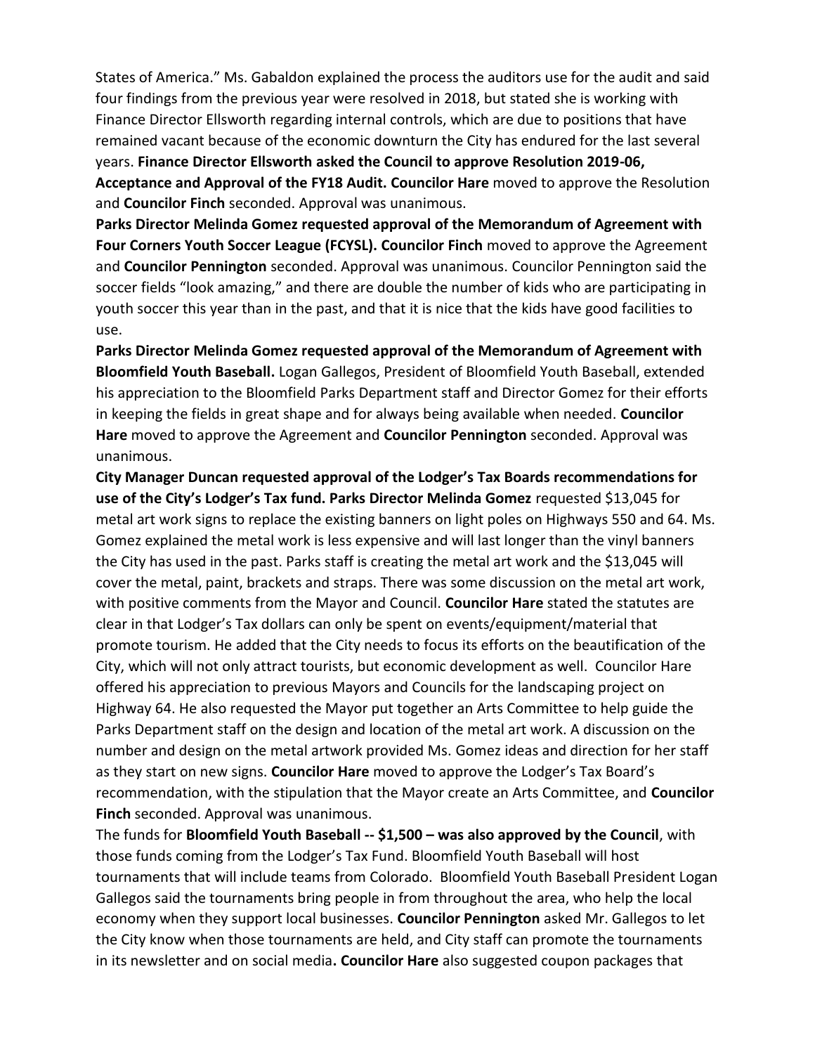States of America." Ms. Gabaldon explained the process the auditors use for the audit and said four findings from the previous year were resolved in 2018, but stated she is working with Finance Director Ellsworth regarding internal controls, which are due to positions that have remained vacant because of the economic downturn the City has endured for the last several years. **Finance Director Ellsworth asked the Council to approve Resolution 2019-06, Acceptance and Approval of the FY18 Audit. Councilor Hare** moved to approve the Resolution and **Councilor Finch** seconded. Approval was unanimous.

**Parks Director Melinda Gomez requested approval of the Memorandum of Agreement with Four Corners Youth Soccer League (FCYSL). Councilor Finch** moved to approve the Agreement and **Councilor Pennington** seconded. Approval was unanimous. Councilor Pennington said the soccer fields "look amazing," and there are double the number of kids who are participating in youth soccer this year than in the past, and that it is nice that the kids have good facilities to use.

**Parks Director Melinda Gomez requested approval of the Memorandum of Agreement with Bloomfield Youth Baseball.** Logan Gallegos, President of Bloomfield Youth Baseball, extended his appreciation to the Bloomfield Parks Department staff and Director Gomez for their efforts in keeping the fields in great shape and for always being available when needed. **Councilor Hare** moved to approve the Agreement and **Councilor Pennington** seconded. Approval was unanimous.

**City Manager Duncan requested approval of the Lodger's Tax Boards recommendations for use of the City's Lodger's Tax fund. Parks Director Melinda Gomez** requested $13,045 for metal art work signs to replace the existing banners on light poles on Highways 550 and 64. Ms. Gomez explained the metal work is less expensive and will last longer than the vinyl banners the City has used in the past. Parks staff is creating the metal art work and the $13,045 will cover the metal, paint, brackets and straps. There was some discussion on the metal art work, with positive comments from the Mayor and Council. **Councilor Hare** stated the statutes are clear in that Lodger's Tax dollars can only be spent on events/equipment/material that promote tourism. He added that the City needs to focus its efforts on the beautification of the City, which will not only attract tourists, but economic development as well. Councilor Hare offered his appreciation to previous Mayors and Councils for the landscaping project on Highway 64. He also requested the Mayor put together an Arts Committee to help guide the Parks Department staff on the design and location of the metal art work. A discussion on the number and design on the metal artwork provided Ms. Gomez ideas and direction for her staff as they start on new signs. **Councilor Hare** moved to approve the Lodger's Tax Board's recommendation, with the stipulation that the Mayor create an Arts Committee, and **Councilor Finch** seconded. Approval was unanimous.

The funds for **Bloomfield Youth Baseball -- $1,500 – was also approved by the Council**, with those funds coming from the Lodger's Tax Fund. Bloomfield Youth Baseball will host tournaments that will include teams from Colorado. Bloomfield Youth Baseball President Logan Gallegos said the tournaments bring people in from throughout the area, who help the local economy when they support local businesses. **Councilor Pennington** asked Mr. Gallegos to let the City know when those tournaments are held, and City staff can promote the tournaments in its newsletter and on social media**. Councilor Hare** also suggested coupon packages that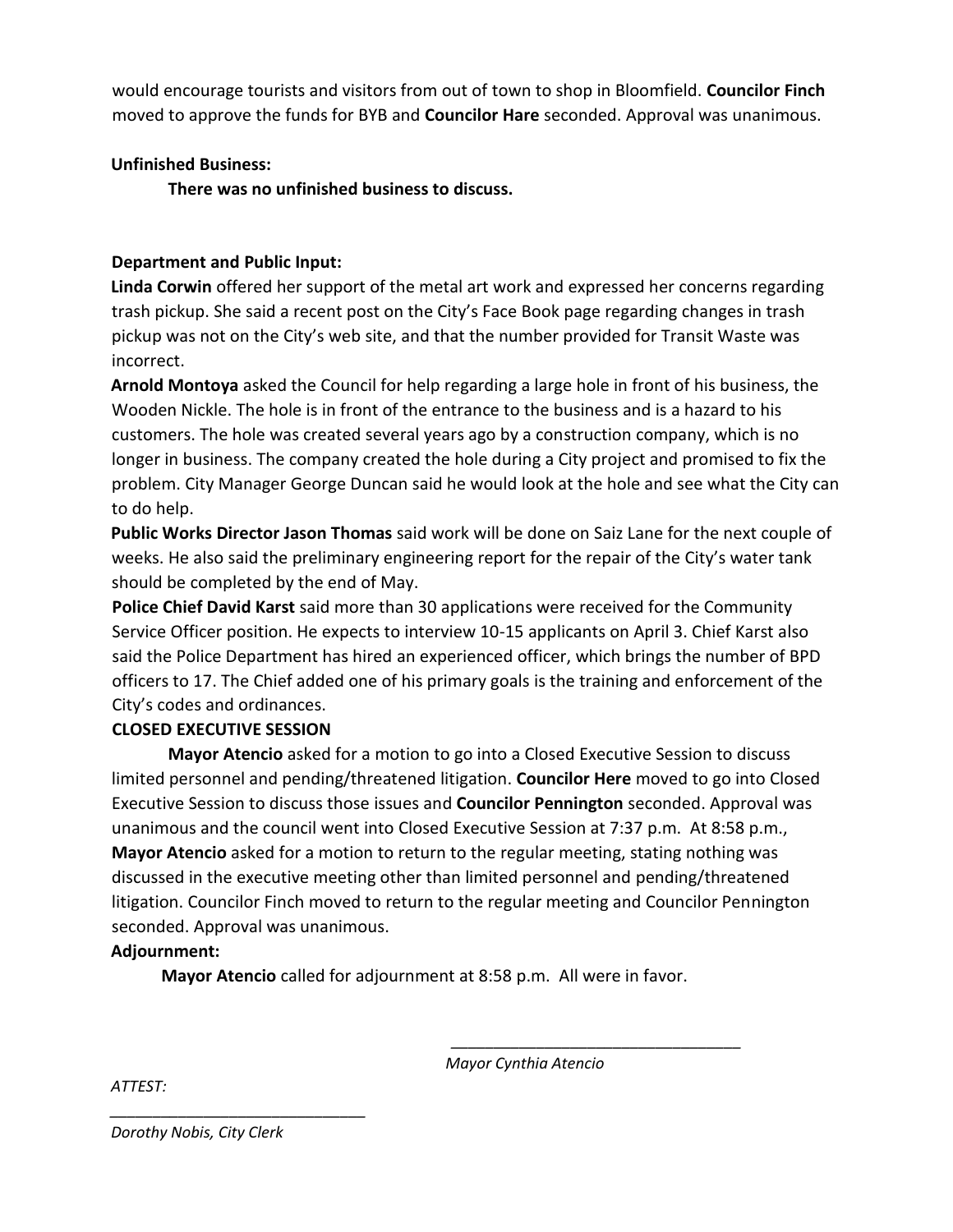would encourage tourists and visitors from out of town to shop in Bloomfield. **Councilor Finch** moved to approve the funds for BYB and **Councilor Hare** seconded. Approval was unanimous.

**Unfinished Business:**

**There was no unfinished business to discuss.**

**Department and Public Input:**

**Linda Corwin** offered her support of the metal art work and expressed her concerns regarding trash pickup. She said a recent post on the City's Face Book page regarding changes in trash pickup was not on the City's web site, and that the number provided for Transit Waste was incorrect.

**Arnold Montoya** asked the Council for help regarding a large hole in front of his business, the Wooden Nickle. The hole is in front of the entrance to the business and is a hazard to his customers. The hole was created several years ago by a construction company, which is no longer in business. The company created the hole during a City project and promised to fix the problem. City Manager George Duncan said he would look at the hole and see what the City can to do help.

**Public Works Director Jason Thomas** said work will be done on Saiz Lane for the next couple of weeks. He also said the preliminary engineering report for the repair of the City's water tank should be completed by the end of May.

**Police Chief David Karst** said more than 30 applications were received for the Community Service Officer position. He expects to interview 10-15 applicants on April 3. Chief Karst also said the Police Department has hired an experienced officer, which brings the number of BPD officers to 17. The Chief added one of his primary goals is the training and enforcement of the City's codes and ordinances.

**CLOSED EXECUTIVE SESSION**

**Mayor Atencio** asked for a motion to go into a Closed Executive Session to discuss limited personnel and pending/threatened litigation. **Councilor Here** moved to go into Closed Executive Session to discuss those issues and **Councilor Pennington** seconded. Approval was unanimous and the council went into Closed Executive Session at 7:37 p.m. At 8:58 p.m., **Mayor Atencio** asked for a motion to return to the regular meeting, stating nothing was discussed in the executive meeting other than limited personnel and pending/threatened litigation. Councilor Finch moved to return to the regular meeting and Councilor Pennington seconded. Approval was unanimous.

**Adjournment:**

**Mayor Atencio** called for adjournment at 8:58 p.m. All were in favor.

_________________________________

*Mayor Cynthia Atencio*

*ATTEST:*

_____________________________

*Dorothy Nobis, City Clerk*